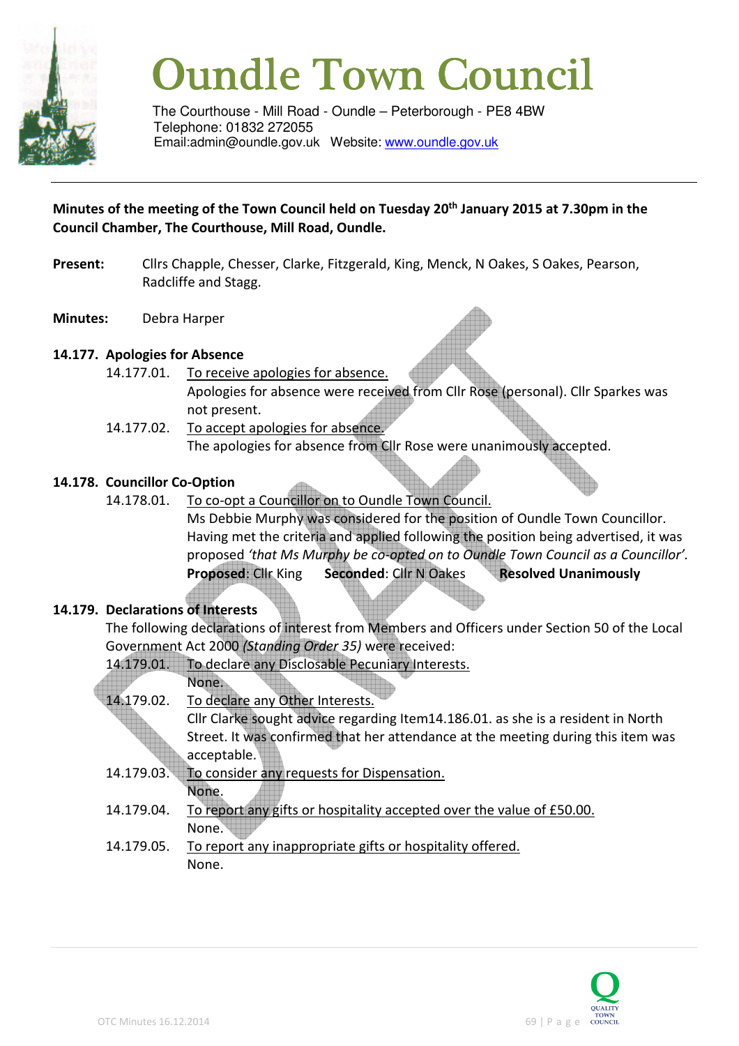# Oundle Town Council

The Courthouse - Mill Road - Oundle – Peterborough - PE8 4BW
Telephone: 01832 272055
Email:admin@oundle.gov.uk Website: www.oundle.gov.uk

**Minutes of the meeting of the Town Council held on Tuesday 20th January 2015 at 7.30pm in the Council Chamber, The Courthouse, Mill Road, Oundle.**

**Present:** Cllrs Chapple, Chesser, Clarke, Fitzgerald, King, Menck, N Oakes, S Oakes, Pearson, Radcliffe and Stagg.

**Minutes:** Debra Harper

### 14.177. Apologies for Absence

14.177.01. To receive apologies for absence.
Apologies for absence were received from Cllr Rose (personal). Cllr Sparkes was not present.

14.177.02. To accept apologies for absence.
The apologies for absence from Cllr Rose were unanimously accepted.

### 14.178. Councillor Co-Option

14.178.01. To co-opt a Councillor on to Oundle Town Council.
Ms Debbie Murphy was considered for the position of Oundle Town Councillor. Having met the criteria and applied following the position being advertised, it was proposed *'that Ms Murphy be co-opted on to Oundle Town Council as a Councillor'.*
**Proposed**: Cllr King **Seconded**: Cllr N Oakes **Resolved Unanimously**

### 14.179. Declarations of Interests

The following declarations of interest from Members and Officers under Section 50 of the Local Government Act 2000 *(Standing Order 35)* were received:

14.179.01. To declare any Disclosable Pecuniary Interests.
None.

14.179.02. To declare any Other Interests.
Cllr Clarke sought advice regarding Item14.186.01. as she is a resident in North Street. It was confirmed that her attendance at the meeting during this item was acceptable.

14.179.03. To consider any requests for Dispensation.
None.

14.179.04. To report any gifts or hospitality accepted over the value of £50.00.
None.

14.179.05. To report any inappropriate gifts or hospitality offered.
None.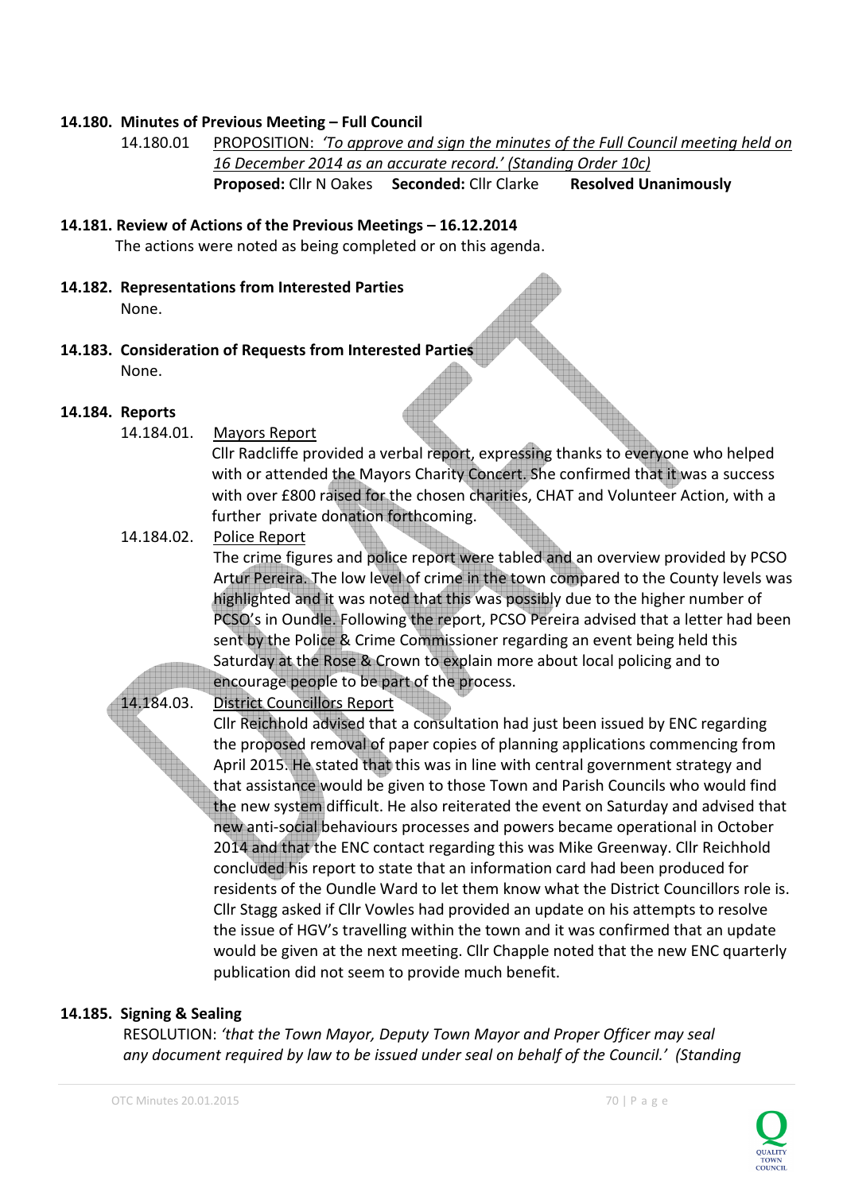**14.180. Minutes of Previous Meeting – Full Council**

14.180.01 PROPOSITION: *'To approve and sign the minutes of the Full Council meeting held on 16 December 2014 as an accurate record.' (Standing Order 10c)*
**Proposed:** Cllr N Oakes **Seconded:** Cllr Clarke **Resolved Unanimously**

**14.181. Review of Actions of the Previous Meetings – 16.12.2014**

The actions were noted as being completed or on this agenda.

**14.182. Representations from Interested Parties**

None.

**14.183. Consideration of Requests from Interested Parties**

None.

**14.184. Reports**

14.184.01. Mayors Report

Cllr Radcliffe provided a verbal report, expressing thanks to everyone who helped with or attended the Mayors Charity Concert. She confirmed that it was a success with over £800 raised for the chosen charities, CHAT and Volunteer Action, with a further private donation forthcoming.

14.184.02. Police Report

The crime figures and police report were tabled and an overview provided by PCSO Artur Pereira. The low level of crime in the town compared to the County levels was highlighted and it was noted that this was possibly due to the higher number of PCSO's in Oundle. Following the report, PCSO Pereira advised that a letter had been sent by the Police & Crime Commissioner regarding an event being held this Saturday at the Rose & Crown to explain more about local policing and to encourage people to be part of the process.

14.184.03. District Councillors Report

Cllr Reichhold advised that a consultation had just been issued by ENC regarding the proposed removal of paper copies of planning applications commencing from April 2015. He stated that this was in line with central government strategy and that assistance would be given to those Town and Parish Councils who would find the new system difficult. He also reiterated the event on Saturday and advised that new anti-social behaviours processes and powers became operational in October 2014 and that the ENC contact regarding this was Mike Greenway. Cllr Reichhold concluded his report to state that an information card had been produced for residents of the Oundle Ward to let them know what the District Councillors role is. Cllr Stagg asked if Cllr Vowles had provided an update on his attempts to resolve the issue of HGV's travelling within the town and it was confirmed that an update would be given at the next meeting. Cllr Chapple noted that the new ENC quarterly publication did not seem to provide much benefit.

**14.185. Signing & Sealing**

RESOLUTION: *'that the Town Mayor, Deputy Town Mayor and Proper Officer may seal any document required by law to be issued under seal on behalf of the Council.' (Standing*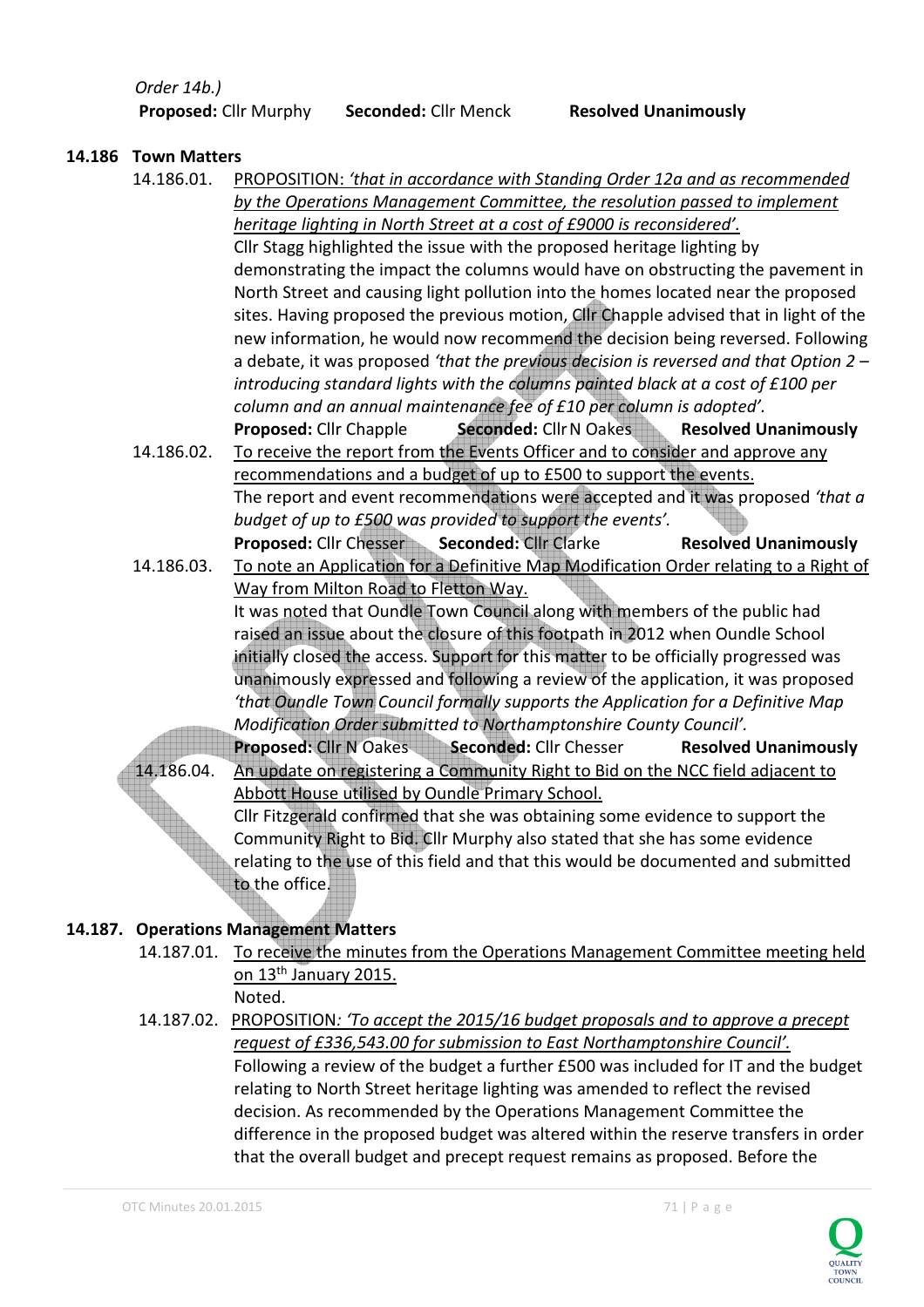*Order 14b.)*

**Proposed:** Cllr Murphy **Seconded:** Cllr Menck **Resolved Unanimously**

**14.186 Town Matters**

14.186.01. PROPOSITION: *'that in accordance with Standing Order 12a and as recommended by the Operations Management Committee, the resolution passed to implement heritage lighting in North Street at a cost of £9000 is reconsidered'.*

Cllr Stagg highlighted the issue with the proposed heritage lighting by demonstrating the impact the columns would have on obstructing the pavement in North Street and causing light pollution into the homes located near the proposed sites. Having proposed the previous motion, Cllr Chapple advised that in light of the new information, he would now recommend the decision being reversed. Following a debate, it was proposed *'that the previous decision is reversed and that Option 2 – introducing standard lights with the columns painted black at a cost of £100 per column and an annual maintenance fee of £10 per column is adopted'.*

**Proposed:** Cllr Chapple **Seconded:** Cllr N Oakes **Resolved Unanimously**

14.186.02. To receive the report from the Events Officer and to consider and approve any recommendations and a budget of up to £500 to support the events.

The report and event recommendations were accepted and it was proposed *'that a budget of up to £500 was provided to support the events'.*

**Proposed:** Cllr Chesser **Seconded:** Cllr Clarke **Resolved Unanimously**

14.186.03. To note an Application for a Definitive Map Modification Order relating to a Right of Way from Milton Road to Fletton Way.

It was noted that Oundle Town Council along with members of the public had raised an issue about the closure of this footpath in 2012 when Oundle School initially closed the access. Support for this matter to be officially progressed was unanimously expressed and following a review of the application, it was proposed *'that Oundle Town Council formally supports the Application for a Definitive Map Modification Order submitted to Northamptonshire County Council'.*

**Proposed:** Cllr N Oakes **Seconded:** Cllr Chesser **Resolved Unanimously**

14.186.04. An update on registering a Community Right to Bid on the NCC field adjacent to Abbott House utilised by Oundle Primary School.

Cllr Fitzgerald confirmed that she was obtaining some evidence to support the Community Right to Bid. Cllr Murphy also stated that she has some evidence relating to the use of this field and that this would be documented and submitted to the office.

**14.187. Operations Management Matters**

14.187.01. To receive the minutes from the Operations Management Committee meeting held on 13th January 2015.

Noted.

14.187.02. PROPOSITION*: 'To accept the 2015/16 budget proposals and to approve a precept request of £336,543.00 for submission to East Northamptonshire Council'.*

Following a review of the budget a further £500 was included for IT and the budget relating to North Street heritage lighting was amended to reflect the revised decision. As recommended by the Operations Management Committee the difference in the proposed budget was altered within the reserve transfers in order that the overall budget and precept request remains as proposed. Before the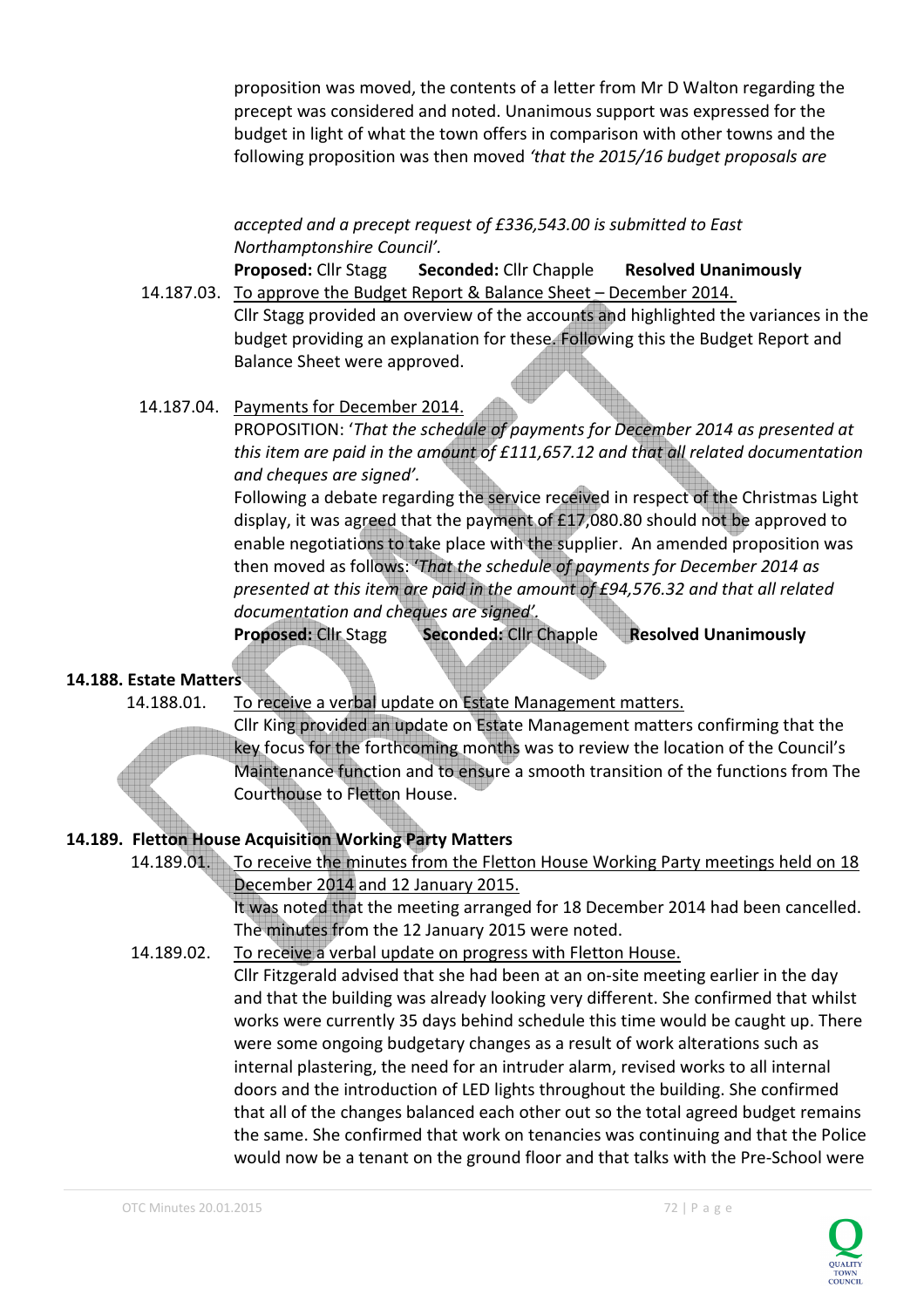proposition was moved, the contents of a letter from Mr D Walton regarding the precept was considered and noted. Unanimous support was expressed for the budget in light of what the town offers in comparison with other towns and the following proposition was then moved *'that the 2015/16 budget proposals are accepted and a precept request of £336,543.00 is submitted to East Northamptonshire Council'.*

**Proposed:** Cllr Stagg **Seconded:** Cllr Chapple **Resolved Unanimously**

14.187.03. To approve the Budget Report & Balance Sheet – December 2014.

Cllr Stagg provided an overview of the accounts and highlighted the variances in the budget providing an explanation for these. Following this the Budget Report and Balance Sheet were approved.

14.187.04. Payments for December 2014.

PROPOSITION: '*That the schedule of payments for December 2014 as presented at this item are paid in the amount of £111,657.12 and that all related documentation and cheques are signed'.*

Following a debate regarding the service received in respect of the Christmas Light display, it was agreed that the payment of £17,080.80 should not be approved to enable negotiations to take place with the supplier. An amended proposition was then moved as follows: '*That the schedule of payments for December 2014 as presented at this item are paid in the amount of £94,576.32 and that all related documentation and cheques are signed'.*

**Proposed:** Cllr Stagg **Seconded:** Cllr Chapple **Resolved Unanimously**

## 14.188. Estate Matters

14.188.01. To receive a verbal update on Estate Management matters.

Cllr King provided an update on Estate Management matters confirming that the key focus for the forthcoming months was to review the location of the Council's Maintenance function and to ensure a smooth transition of the functions from The Courthouse to Fletton House.

## 14.189. Fletton House Acquisition Working Party Matters

14.189.01. To receive the minutes from the Fletton House Working Party meetings held on 18 December 2014 and 12 January 2015.

It was noted that the meeting arranged for 18 December 2014 had been cancelled. The minutes from the 12 January 2015 were noted.

14.189.02. To receive a verbal update on progress with Fletton House.

Cllr Fitzgerald advised that she had been at an on-site meeting earlier in the day and that the building was already looking very different. She confirmed that whilst works were currently 35 days behind schedule this time would be caught up. There were some ongoing budgetary changes as a result of work alterations such as internal plastering, the need for an intruder alarm, revised works to all internal doors and the introduction of LED lights throughout the building. She confirmed that all of the changes balanced each other out so the total agreed budget remains the same. She confirmed that work on tenancies was continuing and that the Police would now be a tenant on the ground floor and that talks with the Pre-School were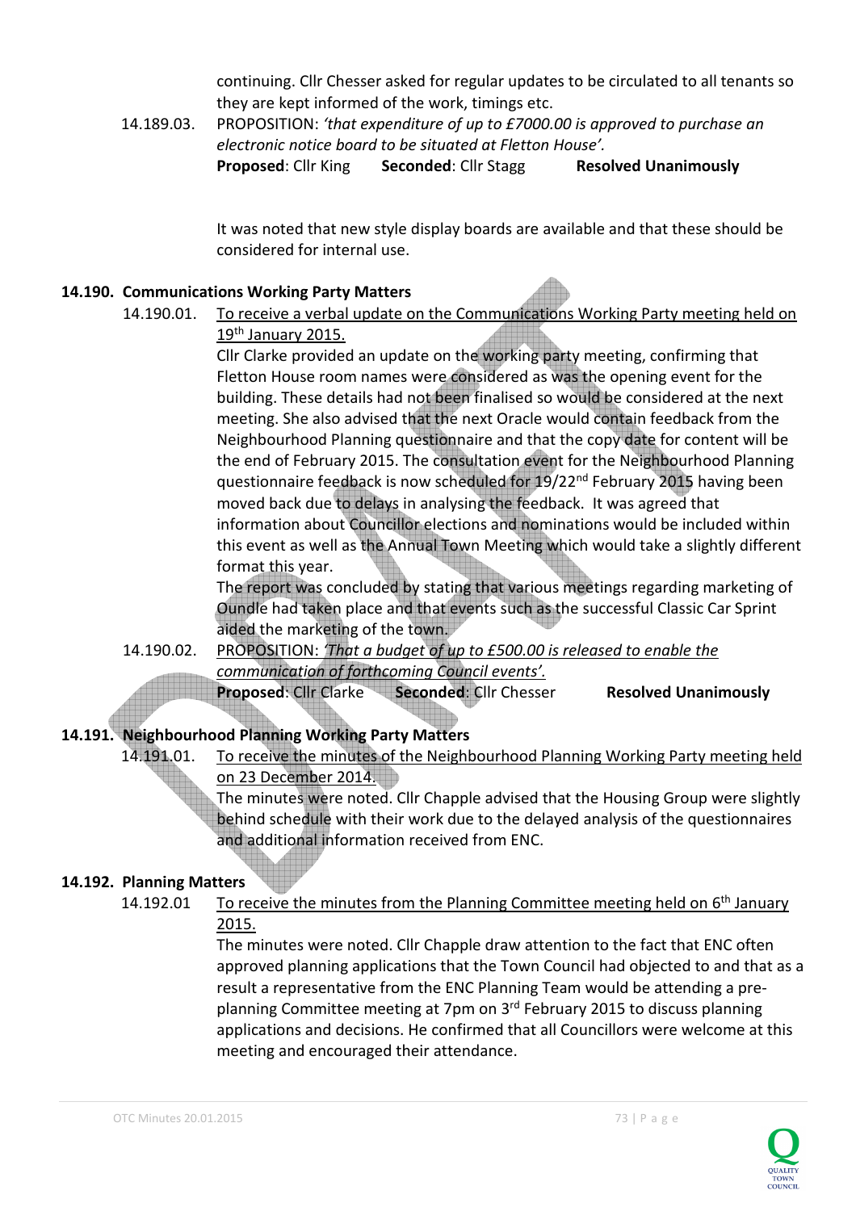continuing. Cllr Chesser asked for regular updates to be circulated to all tenants so they are kept informed of the work, timings etc.

14.189.03. PROPOSITION: *'that expenditure of up to £7000.00 is approved to purchase an electronic notice board to be situated at Fletton House'.*
**Proposed**: Cllr King **Seconded**: Cllr Stagg **Resolved Unanimously**

It was noted that new style display boards are available and that these should be considered for internal use.

## 14.190. Communications Working Party Matters

14.190.01. To receive a verbal update on the Communications Working Party meeting held on 19th January 2015.

Cllr Clarke provided an update on the working party meeting, confirming that Fletton House room names were considered as was the opening event for the building. These details had not been finalised so would be considered at the next meeting. She also advised that the next Oracle would contain feedback from the Neighbourhood Planning questionnaire and that the copy date for content will be the end of February 2015. The consultation event for the Neighbourhood Planning questionnaire feedback is now scheduled for 19/22nd February 2015 having been moved back due to delays in analysing the feedback. It was agreed that information about Councillor elections and nominations would be included within this event as well as the Annual Town Meeting which would take a slightly different format this year.

The report was concluded by stating that various meetings regarding marketing of Oundle had taken place and that events such as the successful Classic Car Sprint aided the marketing of the town.

14.190.02. PROPOSITION: *'That a budget of up to £500.00 is released to enable the communication of forthcoming Council events'.*
**Proposed**: Cllr Clarke **Seconded**: Cllr Chesser **Resolved Unanimously**

## 14.191. Neighbourhood Planning Working Party Matters

14.191.01. To receive the minutes of the Neighbourhood Planning Working Party meeting held on 23 December 2014.

The minutes were noted. Cllr Chapple advised that the Housing Group were slightly behind schedule with their work due to the delayed analysis of the questionnaires and additional information received from ENC.

## 14.192. Planning Matters

14.192.01 To receive the minutes from the Planning Committee meeting held on 6th January 2015.

The minutes were noted. Cllr Chapple draw attention to the fact that ENC often approved planning applications that the Town Council had objected to and that as a result a representative from the ENC Planning Team would be attending a pre-planning Committee meeting at 7pm on 3rd February 2015 to discuss planning applications and decisions. He confirmed that all Councillors were welcome at this meeting and encouraged their attendance.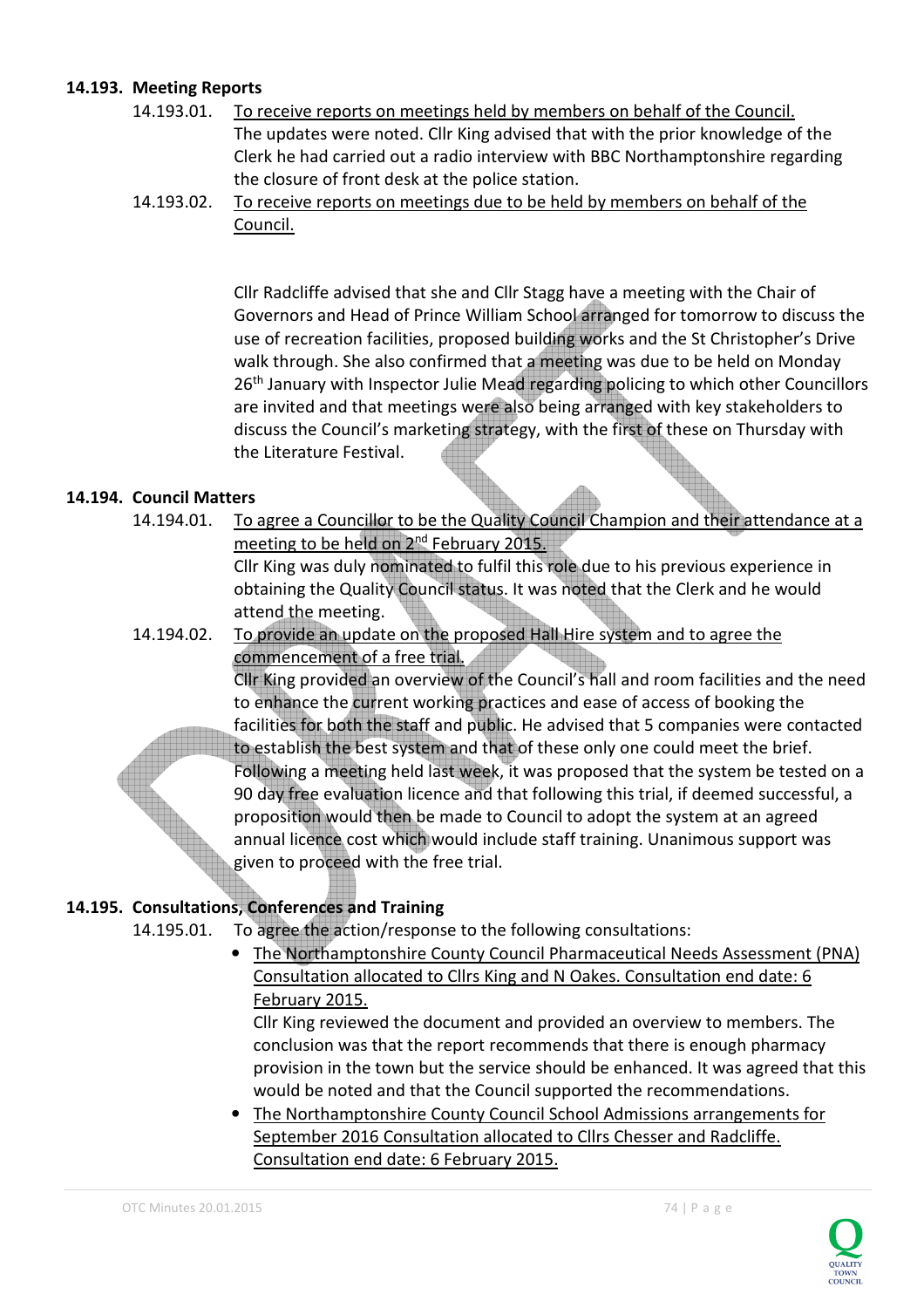**14.193. Meeting Reports**

14.193.01. To receive reports on meetings held by members on behalf of the Council.

The updates were noted. Cllr King advised that with the prior knowledge of the Clerk he had carried out a radio interview with BBC Northamptonshire regarding the closure of front desk at the police station.

14.193.02. To receive reports on meetings due to be held by members on behalf of the Council.

Cllr Radcliffe advised that she and Cllr Stagg have a meeting with the Chair of Governors and Head of Prince William School arranged for tomorrow to discuss the use of recreation facilities, proposed building works and the St Christopher's Drive walk through. She also confirmed that a meeting was due to be held on Monday 26th January with Inspector Julie Mead regarding policing to which other Councillors are invited and that meetings were also being arranged with key stakeholders to discuss the Council's marketing strategy, with the first of these on Thursday with the Literature Festival.

**14.194. Council Matters**

14.194.01. To agree a Councillor to be the Quality Council Champion and their attendance at a meeting to be held on 2nd February 2015.

Cllr King was duly nominated to fulfil this role due to his previous experience in obtaining the Quality Council status. It was noted that the Clerk and he would attend the meeting.

14.194.02. To provide an update on the proposed Hall Hire system and to agree the commencement of a free trial.

Cllr King provided an overview of the Council's hall and room facilities and the need to enhance the current working practices and ease of access of booking the facilities for both the staff and public. He advised that 5 companies were contacted to establish the best system and that of these only one could meet the brief. Following a meeting held last week, it was proposed that the system be tested on a 90 day free evaluation licence and that following this trial, if deemed successful, a proposition would then be made to Council to adopt the system at an agreed annual licence cost which would include staff training. Unanimous support was given to proceed with the free trial.

**14.195. Consultations, Conferences and Training**

14.195.01. To agree the action/response to the following consultations:

- The Northamptonshire County Council Pharmaceutical Needs Assessment (PNA) Consultation allocated to Cllrs King and N Oakes. Consultation end date: 6 February 2015.

  Cllr King reviewed the document and provided an overview to members. The conclusion was that the report recommends that there is enough pharmacy provision in the town but the service should be enhanced. It was agreed that this would be noted and that the Council supported the recommendations.

- The Northamptonshire County Council School Admissions arrangements for September 2016 Consultation allocated to Cllrs Chesser and Radcliffe. Consultation end date: 6 February 2015.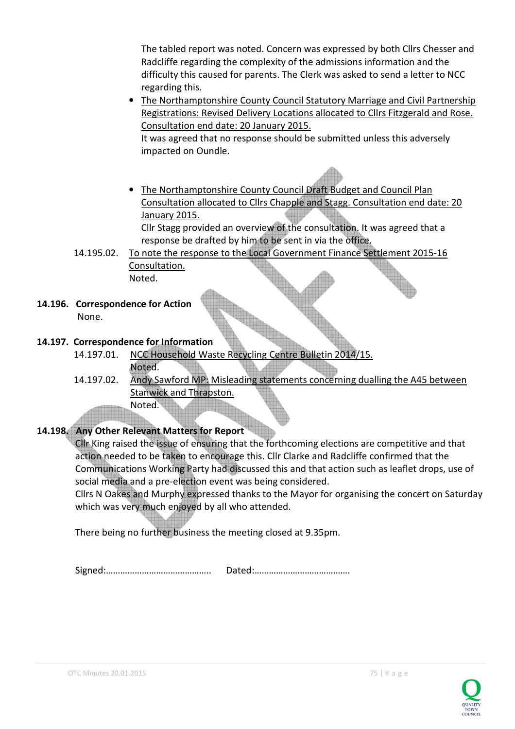The tabled report was noted. Concern was expressed by both Cllrs Chesser and Radcliffe regarding the complexity of the admissions information and the difficulty this caused for parents. The Clerk was asked to send a letter to NCC regarding this.

- The Northamptonshire County Council Statutory Marriage and Civil Partnership Registrations: Revised Delivery Locations allocated to Cllrs Fitzgerald and Rose. Consultation end date: 20 January 2015.
  It was agreed that no response should be submitted unless this adversely impacted on Oundle.

- The Northamptonshire County Council Draft Budget and Council Plan Consultation allocated to Cllrs Chapple and Stagg. Consultation end date: 20 January 2015.
  Cllr Stagg provided an overview of the consultation. It was agreed that a response be drafted by him to be sent in via the office.

14.195.02. To note the response to the Local Government Finance Settlement 2015-16 Consultation.
Noted.

**14.196. Correspondence for Action**

None.

**14.197. Correspondence for Information**

14.197.01. NCC Household Waste Recycling Centre Bulletin 2014/15.
Noted.

14.197.02. Andy Sawford MP: Misleading statements concerning dualling the A45 between Stanwick and Thrapston.
Noted.

**14.198. Any Other Relevant Matters for Report**

Cllr King raised the issue of ensuring that the forthcoming elections are competitive and that action needed to be taken to encourage this. Cllr Clarke and Radcliffe confirmed that the Communications Working Party had discussed this and that action such as leaflet drops, use of social media and a pre-election event was being considered.

Cllrs N Oakes and Murphy expressed thanks to the Mayor for organising the concert on Saturday which was very much enjoyed by all who attended.

There being no further business the meeting closed at 9.35pm.

Signed:…………………………………….. Dated:…………………………………